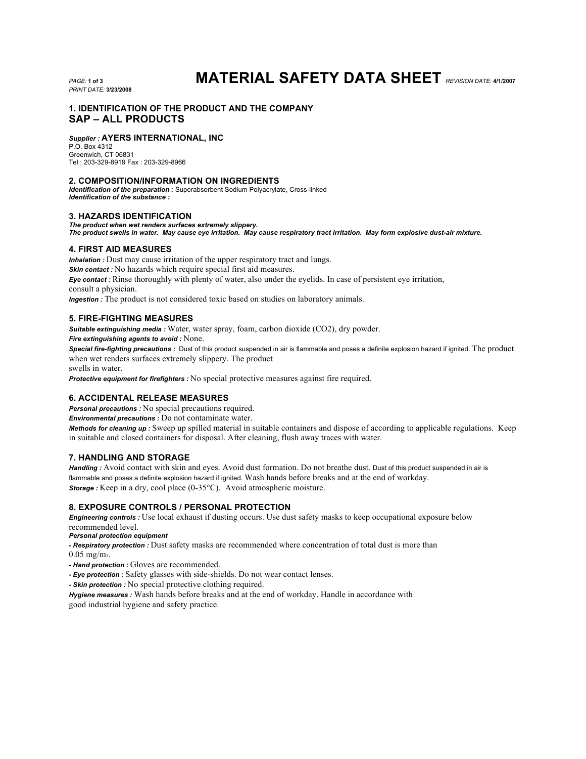# MATERIAL SAFETY DATA SHEET

*REVISION DATE:* **4/1/2007**

*PRINT DATE:* **3/23/2008**

## 1. IDENTIFICATION OF THE PRODUCT AND THE COMPANY

## SAP – ALL PRODUCTS

***Supplier :*** **AYERS INTERNATIONAL, INC**
P.O. Box 4312
Greenwich, CT 06831
Tel : 203-329-8919 Fax : 203-329-8966

## 2. COMPOSITION/INFORMATION ON INGREDIENTS

***Identification of the preparation :*** Superabsorbent Sodium Polyacrylate, Cross-linked
***Identification of the substance :***

## 3. HAZARDS IDENTIFICATION

***The product when wet renders surfaces extremely slippery.***
***The product swells in water. May cause eye irritation. May cause respiratory tract irritation. May form explosive dust-air mixture.***

## 4. FIRST AID MEASURES

***Inhalation :*** Dust may cause irritation of the upper respiratory tract and lungs.
***Skin contact :*** No hazards which require special first aid measures.
***Eye contact :*** Rinse thoroughly with plenty of water, also under the eyelids. In case of persistent eye irritation, consult a physician.
***Ingestion :*** The product is not considered toxic based on studies on laboratory animals.

## 5. FIRE-FIGHTING MEASURES

***Suitable extinguishing media :*** Water, water spray, foam, carbon dioxide ($CO_2$), dry powder.
***Fire extinguishing agents to avoid :*** None.
***Special fire-fighting precautions :*** Dust of this product suspended in air is flammable and poses a definite explosion hazard if ignited. The product when wet renders surfaces extremely slippery. The product swells in water.
***Protective equipment for firefighters :*** No special protective measures against fire required.

## 6. ACCIDENTAL RELEASE MEASURES

***Personal precautions :*** No special precautions required.
***Environmental precautions :*** Do not contaminate water.
***Methods for cleaning up :*** Sweep up spilled material in suitable containers and dispose of according to applicable regulations. Keep in suitable and closed containers for disposal. After cleaning, flush away traces with water.

## 7. HANDLING AND STORAGE

***Handling :*** Avoid contact with skin and eyes. Avoid dust formation. Do not breathe dust. Dust of this product suspended in air is flammable and poses a definite explosion hazard if ignited. Wash hands before breaks and at the end of workday.
***Storage :*** Keep in a dry, cool place (0-35°C). Avoid atmospheric moisture.

## 8. EXPOSURE CONTROLS / PERSONAL PROTECTION

***Engineering controls :*** Use local exhaust if dusting occurs. Use dust safety masks to keep occupational exposure below recommended level.
***Personal protection equipment***
***- Respiratory protection :*** Dust safety masks are recommended where concentration of total dust is more than 0.05 $mg/m^3$.
***- Hand protection :*** Gloves are recommended.
***- Eye protection :*** Safety glasses with side-shields. Do not wear contact lenses.
***- Skin protection :*** No special protective clothing required.
***Hygiene measures :*** Wash hands before breaks and at the end of workday. Handle in accordance with good industrial hygiene and safety practice.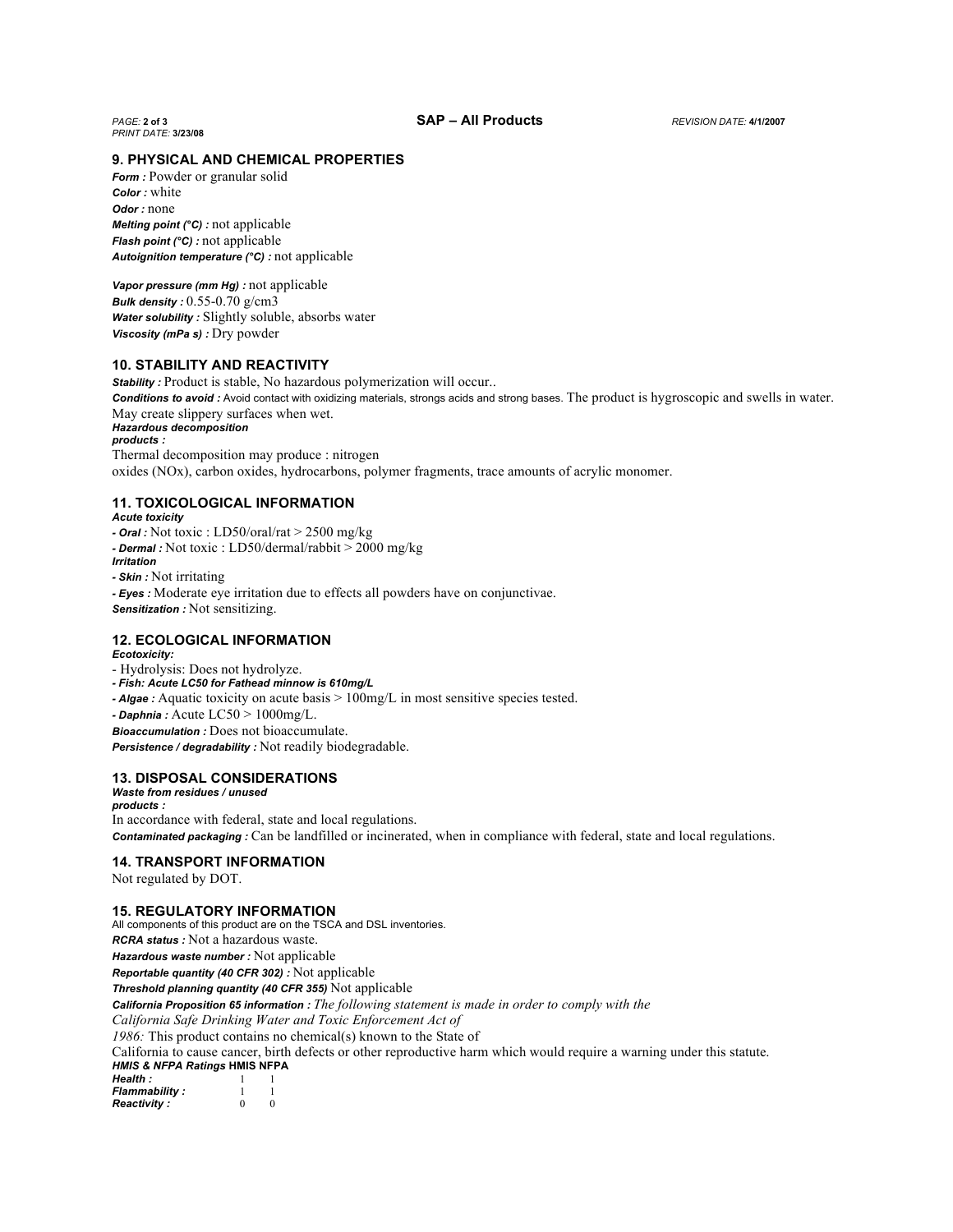## 9. PHYSICAL AND CHEMICAL PROPERTIES

***Form :*** Powder or granular solid
***Color :*** white
***Odor :*** none
***Melting point (°C) :*** not applicable
***Flash point (°C) :*** not applicable
***Autoignition temperature (°C) :*** not applicable

***Vapor pressure (mm Hg) :*** not applicable
***Bulk density :*** 0.55-0.70 g/cm3
***Water solubility :*** Slightly soluble, absorbs water
***Viscosity (mPa s) :*** Dry powder

## 10. STABILITY AND REACTIVITY

***Stability :*** Product is stable, No hazardous polymerization will occur..
***Conditions to avoid :*** Avoid contact with oxidizing materials, strongs acids and strong bases. The product is hygroscopic and swells in water. May create slippery surfaces when wet.
***Hazardous decomposition products :***
Thermal decomposition may produce : nitrogen oxides (NOx), carbon oxides, hydrocarbons, polymer fragments, trace amounts of acrylic monomer.

## 11. TOXICOLOGICAL INFORMATION

***Acute toxicity***
***- Oral :*** Not toxic : LD50/oral/rat > 2500 mg/kg
***- Dermal :*** Not toxic : LD50/dermal/rabbit > 2000 mg/kg
***Irritation***
***- Skin :*** Not irritating
***- Eyes :*** Moderate eye irritation due to effects all powders have on conjunctivae.
***Sensitization :*** Not sensitizing.

## 12. ECOLOGICAL INFORMATION

***Ecotoxicity:***
- Hydrolysis: Does not hydrolyze.
***- Fish: Acute LC50 for Fathead minnow is 610mg/L***
***- Algae :*** Aquatic toxicity on acute basis > 100mg/L in most sensitive species tested.
***- Daphnia :*** Acute LC50 > 1000mg/L.
***Bioaccumulation :*** Does not bioaccumulate.
***Persistence / degradability :*** Not readily biodegradable.

## 13. DISPOSAL CONSIDERATIONS

***Waste from residues / unused products :***
In accordance with federal, state and local regulations.
***Contaminated packaging :*** Can be landfilled or incinerated, when in compliance with federal, state and local regulations.

## 14. TRANSPORT INFORMATION

Not regulated by DOT.

## 15. REGULATORY INFORMATION

All components of this product are on the TSCA and DSL inventories.
***RCRA status :*** Not a hazardous waste.
***Hazardous waste number :*** Not applicable
***Reportable quantity (40 CFR 302) :*** Not applicable
***Threshold planning quantity (40 CFR 355)*** Not applicable
***California Proposition 65 information :*** *The following statement is made in order to comply with the California Safe Drinking Water and Toxic Enforcement Act of 1986:* This product contains no chemical(s) known to the State of California to cause cancer, birth defects or other reproductive harm which would require a warning under this statute.

| ***HMIS & NFPA Ratings*** | **HMIS** | **NFPA** |
|---|---|---|
| ***Health :*** | 1 | 1 |
| ***Flammability :*** | 1 | 1 |
| ***Reactivity :*** | 0 | 0 |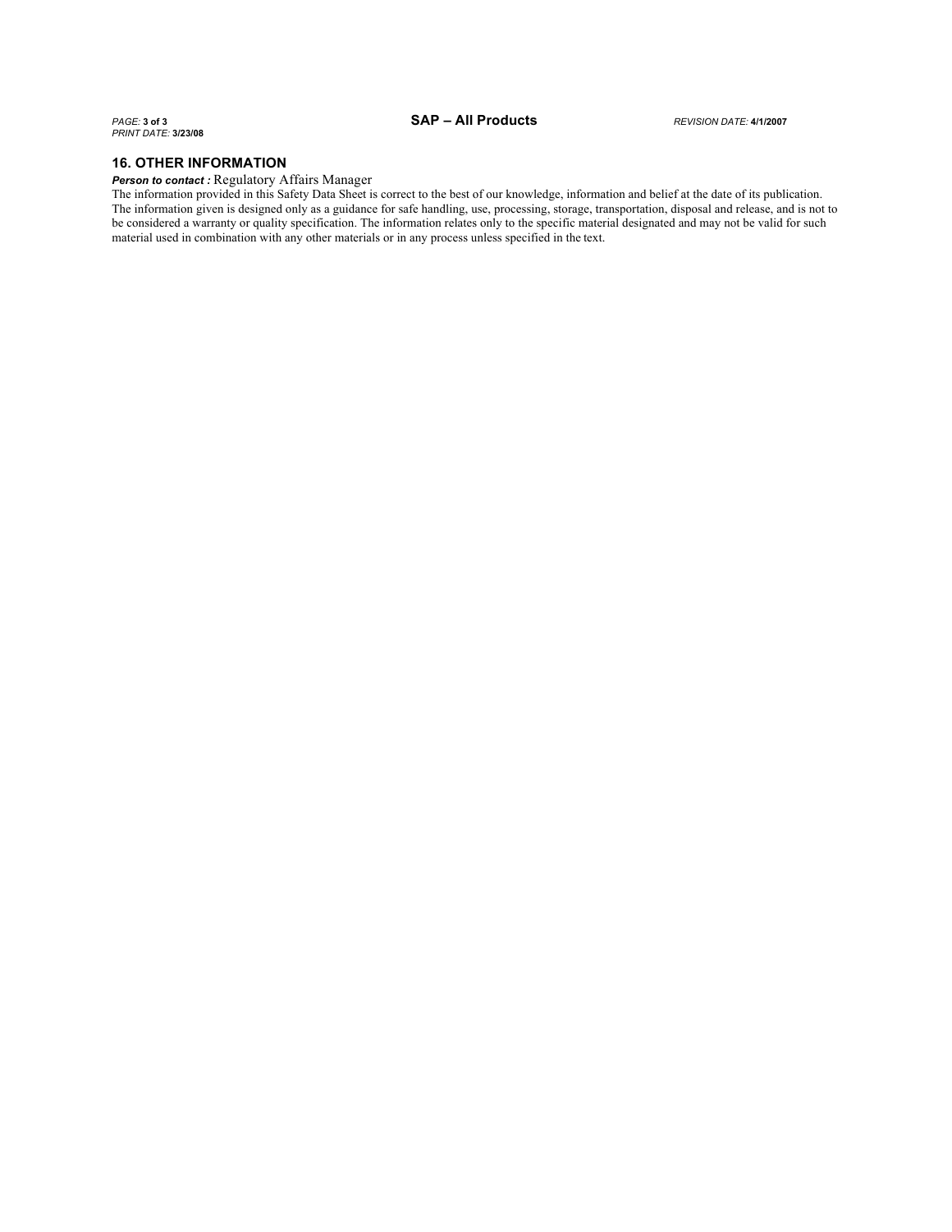## 16. OTHER INFORMATION

***Person to contact :*** Regulatory Affairs Manager

The information provided in this Safety Data Sheet is correct to the best of our knowledge, information and belief at the date of its publication. The information given is designed only as a guidance for safe handling, use, processing, storage, transportation, disposal and release, and is not to be considered a warranty or quality specification. The information relates only to the specific material designated and may not be valid for such material used in combination with any other materials or in any process unless specified in the text.